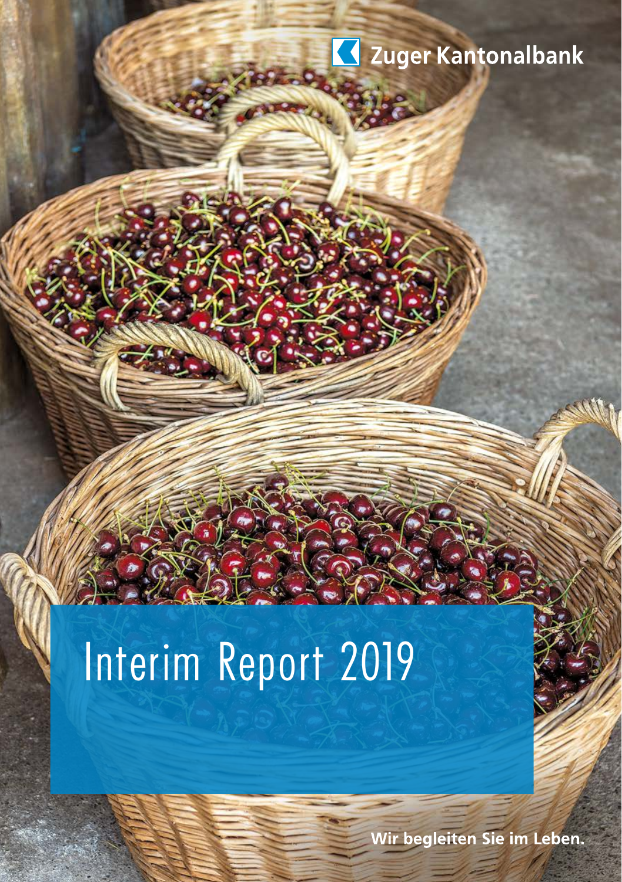Zuger Kantonalbank

# Interim Report 2019

**Wir begleiten Sie im Leben.**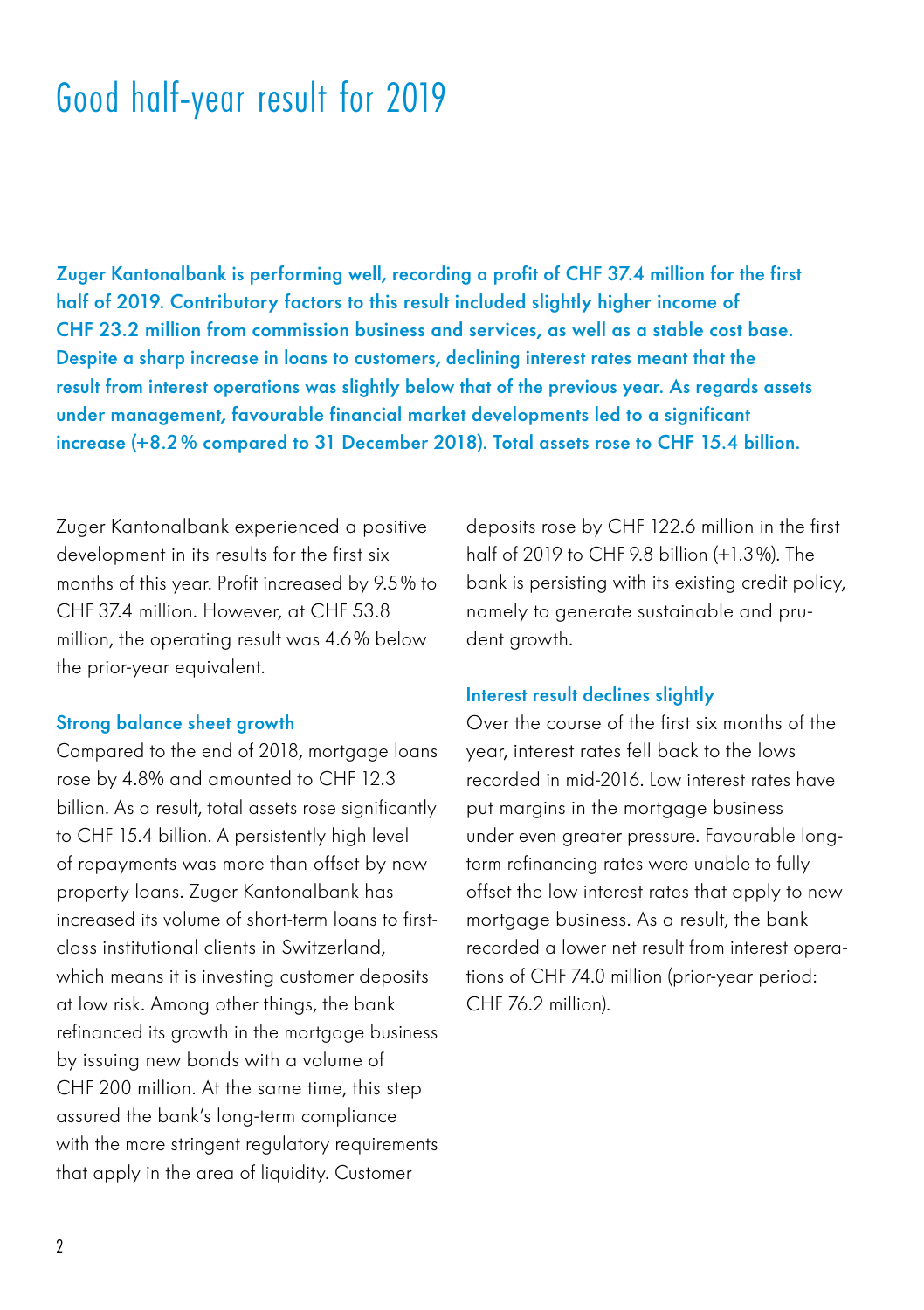# Good half-year result for 2019

**Zuger Kantonalbank is performing well, recording a profit of CHF 37.4 million for the first half of 2019. Contributory factors to this result included slightly higher income of CHF 23.2 million from commission business and services, as well as a stable cost base. Despite a sharp increase in loans to customers, declining interest rates meant that the result from interest operations was slightly below that of the previous year. As regards assets under management, favourable financial market developments led to a significant increase (+8.2 % compared to 31 December 2018). Total assets rose to CHF 15.4 billion.**

Zuger Kantonalbank experienced a positive development in its results for the first six months of this year. Profit increased by 9.5 % to CHF 37.4 million. However, at CHF 53.8 million, the operating result was 4.6 % below the prior-year equivalent.

### Strong balance sheet growth

Compared to the end of 2018, mortgage loans rose by 4.8% and amounted to CHF 12.3 billion. As a result, total assets rose significantly to CHF 15.4 billion. A persistently high level of repayments was more than offset by new property loans. Zuger Kantonalbank has increased its volume of short-term loans to first-class institutional clients in Switzerland, which means it is investing customer deposits at low risk. Among other things, the bank refinanced its growth in the mortgage business by issuing new bonds with a volume of CHF 200 million. At the same time, this step assured the bank's long-term compliance with the more stringent regulatory requirements that apply in the area of liquidity. Customer deposits rose by CHF 122.6 million in the first half of 2019 to CHF 9.8 billion (+1.3 %). The bank is persisting with its existing credit policy, namely to generate sustainable and prudent growth.

### Interest result declines slightly

Over the course of the first six months of the year, interest rates fell back to the lows recorded in mid-2016. Low interest rates have put margins in the mortgage business under even greater pressure. Favourable long-term refinancing rates were unable to fully offset the low interest rates that apply to new mortgage business. As a result, the bank recorded a lower net result from interest operations of CHF 74.0 million (prior-year period: CHF 76.2 million).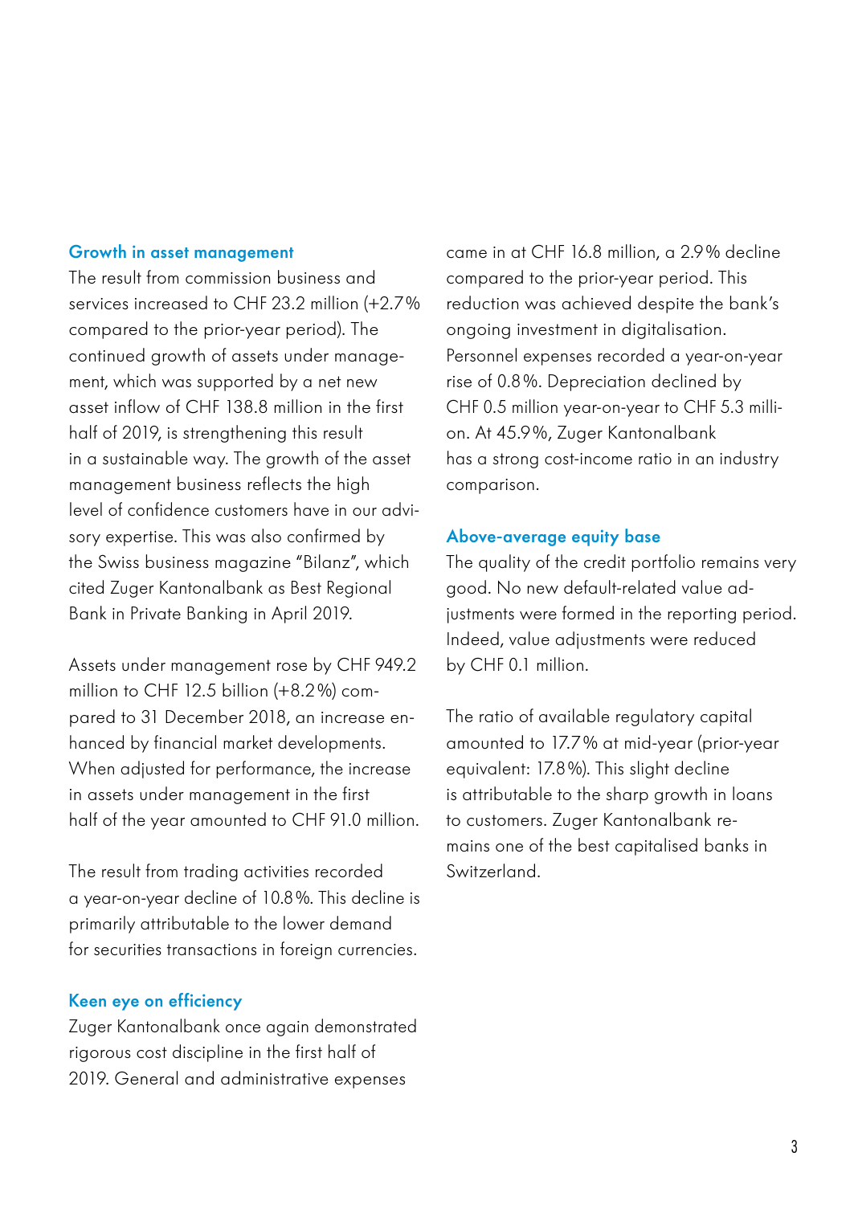## Growth in asset management

The result from commission business and services increased to CHF 23.2 million (+2.7% compared to the prior-year period). The continued growth of assets under management, which was supported by a net new asset inflow of CHF 138.8 million in the first half of 2019, is strengthening this result in a sustainable way. The growth of the asset management business reflects the high level of confidence customers have in our advisory expertise. This was also confirmed by the Swiss business magazine "Bilanz", which cited Zuger Kantonalbank as Best Regional Bank in Private Banking in April 2019.

Assets under management rose by CHF 949.2 million to CHF 12.5 billion (+8.2%) compared to 31 December 2018, an increase enhanced by financial market developments. When adjusted for performance, the increase in assets under management in the first half of the year amounted to CHF 91.0 million.

The result from trading activities recorded a year-on-year decline of 10.8%. This decline is primarily attributable to the lower demand for securities transactions in foreign currencies.

## Keen eye on efficiency

Zuger Kantonalbank once again demonstrated rigorous cost discipline in the first half of 2019. General and administrative expenses came in at CHF 16.8 million, a 2.9% decline compared to the prior-year period. This reduction was achieved despite the bank's ongoing investment in digitalisation. Personnel expenses recorded a year-on-year rise of 0.8%. Depreciation declined by CHF 0.5 million year-on-year to CHF 5.3 million. At 45.9%, Zuger Kantonalbank has a strong cost-income ratio in an industry comparison.

## Above-average equity base

The quality of the credit portfolio remains very good. No new default-related value adjustments were formed in the reporting period. Indeed, value adjustments were reduced by CHF 0.1 million.

The ratio of available regulatory capital amounted to 17.7% at mid-year (prior-year equivalent: 17.8%). This slight decline is attributable to the sharp growth in loans to customers. Zuger Kantonalbank remains one of the best capitalised banks in Switzerland.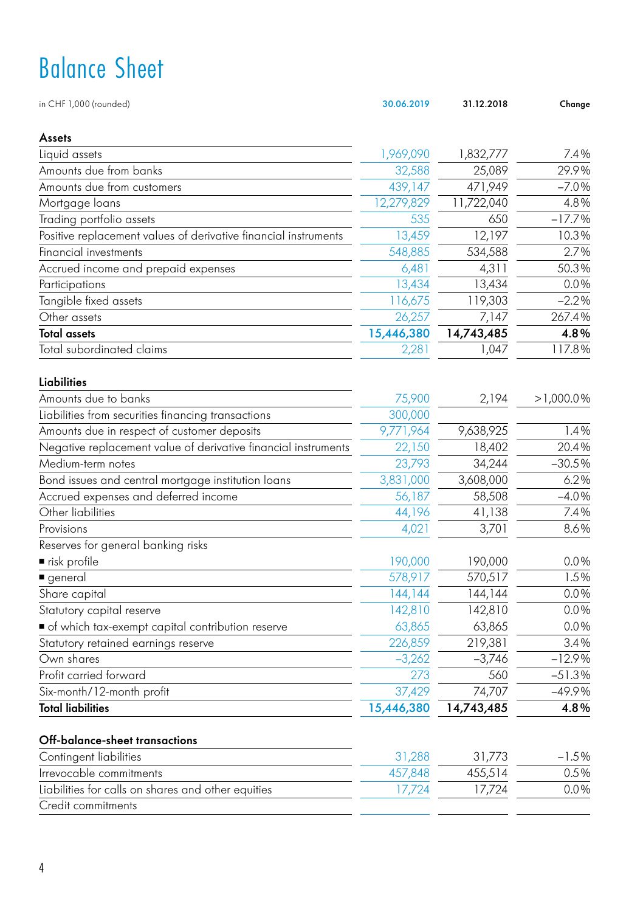# Balance Sheet

| in CHF 1,000 (rounded) | 30.06.2019 | 31.12.2018 | Change |
|---|---|---|---|
| **Assets** | | | |
| Liquid assets | 1,969,090 | 1,832,777 | 7.4% |
| Amounts due from banks | 32,588 | 25,089 | 29.9% |
| Amounts due from customers | 439,147 | 471,949 | –7.0% |
| Mortgage loans | 12,279,829 | 11,722,040 | 4.8% |
| Trading portfolio assets | 535 | 650 | –17.7% |
| Positive replacement values of derivative financial instruments | 13,459 | 12,197 | 10.3% |
| Financial investments | 548,885 | 534,588 | 2.7% |
| Accrued income and prepaid expenses | 6,481 | 4,311 | 50.3% |
| Participations | 13,434 | 13,434 | 0.0% |
| Tangible fixed assets | 116,675 | 119,303 | –2.2% |
| Other assets | 26,257 | 7,147 | 267.4% |
| **Total assets** | **15,446,380** | **14,743,485** | **4.8%** |
| Total subordinated claims | 2,281 | 1,047 | 117.8% |
| | | | |
| **Liabilities** | | | |
| Amounts due to banks | 75,900 | 2,194 | >1,000.0% |
| Liabilities from securities financing transactions | 300,000 | | |
| Amounts due in respect of customer deposits | 9,771,964 | 9,638,925 | 1.4% |
| Negative replacement value of derivative financial instruments | 22,150 | 18,402 | 20.4% |
| Medium-term notes | 23,793 | 34,244 | –30.5% |
| Bond issues and central mortgage institution loans | 3,831,000 | 3,608,000 | 6.2% |
| Accrued expenses and deferred income | 56,187 | 58,508 | –4.0% |
| Other liabilities | 44,196 | 41,138 | 7.4% |
| Provisions | 4,021 | 3,701 | 8.6% |
| Reserves for general banking risks | | | |
| ■ risk profile | 190,000 | 190,000 | 0.0% |
| ■ general | 578,917 | 570,517 | 1.5% |
| Share capital | 144,144 | 144,144 | 0.0% |
| Statutory capital reserve | 142,810 | 142,810 | 0.0% |
| ■ of which tax-exempt capital contribution reserve | 63,865 | 63,865 | 0.0% |
| Statutory retained earnings reserve | 226,859 | 219,381 | 3.4% |
| Own shares | –3,262 | –3,746 | –12.9% |
| Profit carried forward | 273 | 560 | –51.3% |
| Six-month/12-month profit | 37,429 | 74,707 | –49.9% |
| **Total liabilities** | **15,446,380** | **14,743,485** | **4.8%** |
| | | | |
| **Off-balance-sheet transactions** | | | |
| Contingent liabilities | 31,288 | 31,773 | –1.5% |
| Irrevocable commitments | 457,848 | 455,514 | 0.5% |
| Liabilities for calls on shares and other equities | 17,724 | 17,724 | 0.0% |
| Credit commitments | | | |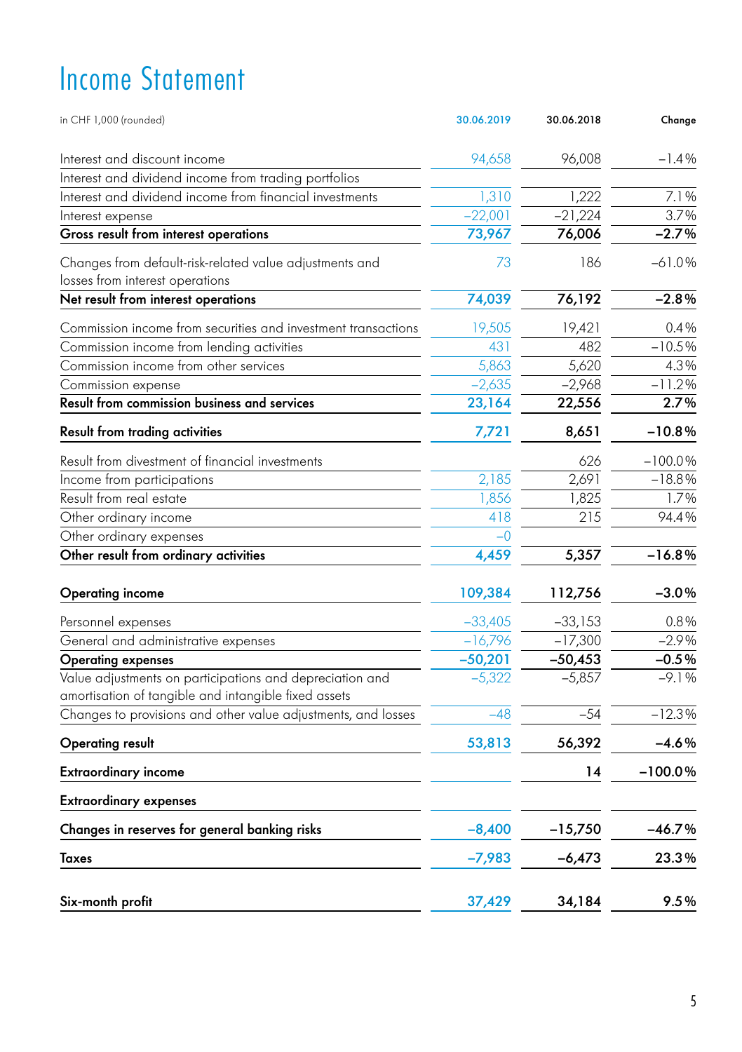# Income Statement

| in CHF 1,000 (rounded) | 30.06.2019 | 30.06.2018 | Change |
|---|---|---|---|
| Interest and discount income | 94,658 | 96,008 | –1.4% |
| Interest and dividend income from trading portfolios | | | |
| Interest and dividend income from financial investments | 1,310 | 1,222 | 7.1% |
| Interest expense | –22,001 | –21,224 | 3.7% |
| **Gross result from interest operations** | **73,967** | **76,006** | **–2.7%** |
| Changes from default-risk-related value adjustments and losses from interest operations | 73 | 186 | –61.0% |
| **Net result from interest operations** | **74,039** | **76,192** | **–2.8%** |
| Commission income from securities and investment transactions | 19,505 | 19,421 | 0.4% |
| Commission income from lending activities | 431 | 482 | –10.5% |
| Commission income from other services | 5,863 | 5,620 | 4.3% |
| Commission expense | –2,635 | –2,968 | –11.2% |
| **Result from commission business and services** | **23,164** | **22,556** | **2.7%** |
| **Result from trading activities** | **7,721** | **8,651** | **–10.8%** |
| Result from divestment of financial investments | | 626 | –100.0% |
| Income from participations | 2,185 | 2,691 | –18.8% |
| Result from real estate | 1,856 | 1,825 | 1.7% |
| Other ordinary income | 418 | 215 | 94.4% |
| Other ordinary expenses | –0 | | |
| **Other result from ordinary activities** | **4,459** | **5,357** | **–16.8%** |
| **Operating income** | **109,384** | **112,756** | **–3.0%** |
| Personnel expenses | –33,405 | –33,153 | 0.8% |
| General and administrative expenses | –16,796 | –17,300 | –2.9% |
| **Operating expenses** | **–50,201** | **–50,453** | **–0.5%** |
| Value adjustments on participations and depreciation and amortisation of tangible and intangible fixed assets | –5,322 | –5,857 | –9.1% |
| Changes to provisions and other value adjustments, and losses | –48 | –54 | –12.3% |
| **Operating result** | **53,813** | **56,392** | **–4.6%** |
| **Extraordinary income** | | **14** | **–100.0%** |
| **Extraordinary expenses** | | | |
| **Changes in reserves for general banking risks** | **–8,400** | **–15,750** | **–46.7%** |
| **Taxes** | **–7,983** | **–6,473** | **23.3%** |
| **Six-month profit** | **37,429** | **34,184** | **9.5%** |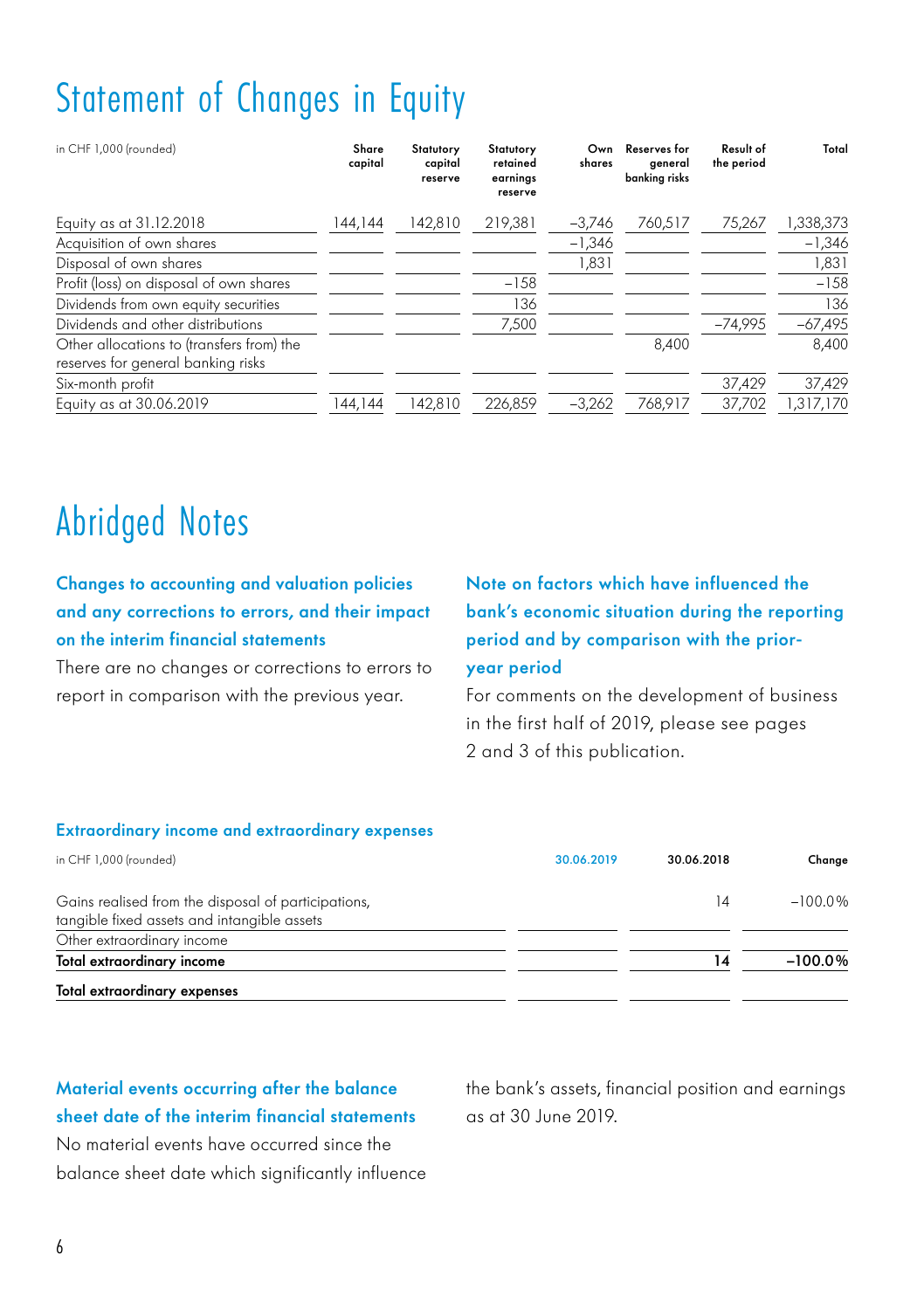# Statement of Changes in Equity

| in CHF 1,000 (rounded) | Share capital | Statutory capital reserve | Statutory retained earnings reserve | Own shares | Reserves for general banking risks | Result of the period | Total |
|---|---|---|---|---|---|---|---|
| Equity as at 31.12.2018 | 144,144 | 142,810 | 219,381 | −3,746 | 760,517 | 75,267 | 1,338,373 |
| Acquisition of own shares | | | | −1,346 | | | −1,346 |
| Disposal of own shares | | | | 1,831 | | | 1,831 |
| Profit (loss) on disposal of own shares | | | −158 | | | | −158 |
| Dividends from own equity securities | | | 136 | | | | 136 |
| Dividends and other distributions | | | 7,500 | | | −74,995 | −67,495 |
| Other allocations to (transfers from) the reserves for general banking risks | | | | | 8,400 | | 8,400 |
| Six-month profit | | | | | | 37,429 | 37,429 |
| Equity as at 30.06.2019 | 144,144 | 142,810 | 226,859 | −3,262 | 768,917 | 37,702 | 1,317,170 |

# Abridged Notes

### Changes to accounting and valuation policies and any corrections to errors, and their impact on the interim financial statements

There are no changes or corrections to errors to report in comparison with the previous year.

### Note on factors which have influenced the bank's economic situation during the reporting period and by comparison with the prior-year period

For comments on the development of business in the first half of 2019, please see pages 2 and 3 of this publication.

### Extraordinary income and extraordinary expenses

| in CHF 1,000 (rounded) | 30.06.2019 | 30.06.2018 | Change |
|---|---|---|---|
| Gains realised from the disposal of participations, tangible fixed assets and intangible assets | | 14 | −100.0% |
| Other extraordinary income | | | |
| **Total extraordinary income** | | **14** | **−100.0%** |
| **Total extraordinary expenses** | | | |

### Material events occurring after the balance sheet date of the interim financial statements

No material events have occurred since the balance sheet date which significantly influence the bank's assets, financial position and earnings as at 30 June 2019.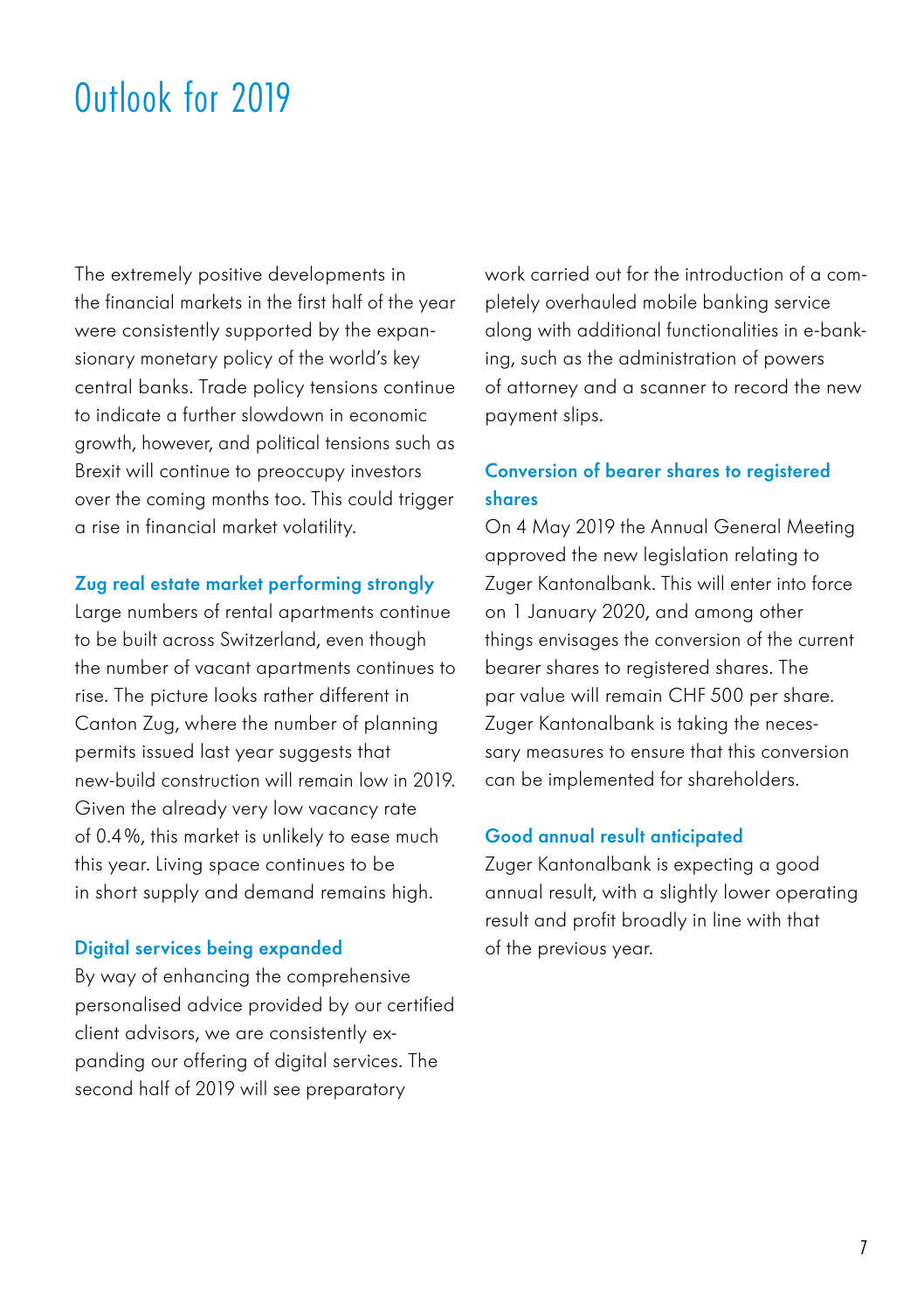# Outlook for 2019

The extremely positive developments in the financial markets in the first half of the year were consistently supported by the expansionary monetary policy of the world's key central banks. Trade policy tensions continue to indicate a further slowdown in economic growth, however, and political tensions such as Brexit will continue to preoccupy investors over the coming months too. This could trigger a rise in financial market volatility.

### Zug real estate market performing strongly

Large numbers of rental apartments continue to be built across Switzerland, even though the number of vacant apartments continues to rise. The picture looks rather different in Canton Zug, where the number of planning permits issued last year suggests that new-build construction will remain low in 2019. Given the already very low vacancy rate of 0.4%, this market is unlikely to ease much this year. Living space continues to be in short supply and demand remains high.

### Digital services being expanded

By way of enhancing the comprehensive personalised advice provided by our certified client advisors, we are consistently expanding our offering of digital services. The second half of 2019 will see preparatory work carried out for the introduction of a completely overhauled mobile banking service along with additional functionalities in e-banking, such as the administration of powers of attorney and a scanner to record the new payment slips.

### Conversion of bearer shares to registered shares

On 4 May 2019 the Annual General Meeting approved the new legislation relating to Zuger Kantonalbank. This will enter into force on 1 January 2020, and among other things envisages the conversion of the current bearer shares to registered shares. The par value will remain CHF 500 per share. Zuger Kantonalbank is taking the necessary measures to ensure that this conversion can be implemented for shareholders.

### Good annual result anticipated

Zuger Kantonalbank is expecting a good annual result, with a slightly lower operating result and profit broadly in line with that of the previous year.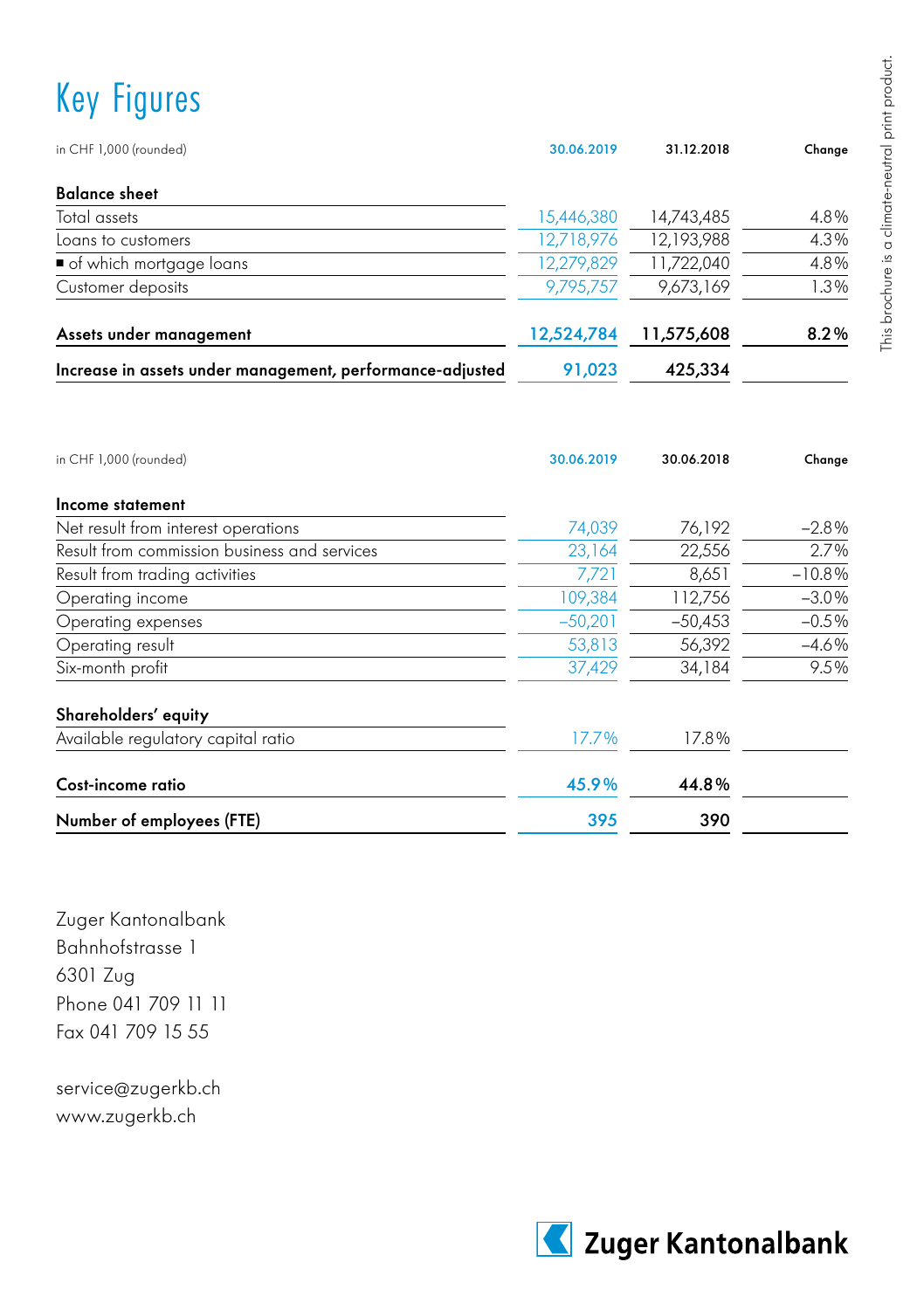# Key Figures

| in CHF 1,000 (rounded) | 30.06.2019 | 31.12.2018 | Change |
|---|---|---|---|
| **Balance sheet** | | | |
| Total assets | 15,446,380 | 14,743,485 | 4.8% |
| Loans to customers | 12,718,976 | 12,193,988 | 4.3% |
| ▪ of which mortgage loans | 12,279,829 | 11,722,040 | 4.8% |
| Customer deposits | 9,795,757 | 9,673,169 | 1.3% |
| **Assets under management** | **12,524,784** | **11,575,608** | **8.2%** |
| **Increase in assets under management, performance-adjusted** | **91,023** | **425,334** | |

| in CHF 1,000 (rounded) | 30.06.2019 | 30.06.2018 | Change |
|---|---|---|---|
| **Income statement** | | | |
| Net result from interest operations | 74,039 | 76,192 | –2.8% |
| Result from commission business and services | 23,164 | 22,556 | 2.7% |
| Result from trading activities | 7,721 | 8,651 | –10.8% |
| Operating income | 109,384 | 112,756 | –3.0% |
| Operating expenses | –50,201 | –50,453 | –0.5% |
| Operating result | 53,813 | 56,392 | –4.6% |
| Six-month profit | 37,429 | 34,184 | 9.5% |
| **Shareholders' equity** | | | |
| Available regulatory capital ratio | 17.7% | 17.8% | |
| **Cost-income ratio** | **45.9%** | **44.8%** | |
| **Number of employees (FTE)** | **395** | **390** | |

Zuger Kantonalbank
Bahnhofstrasse 1
6301 Zug
Phone 041 709 11 11
Fax 041 709 15 55

service@zugerkb.ch
www.zugerkb.ch

Zuger Kantonalbank

This brochure is a climate-neutral print product.